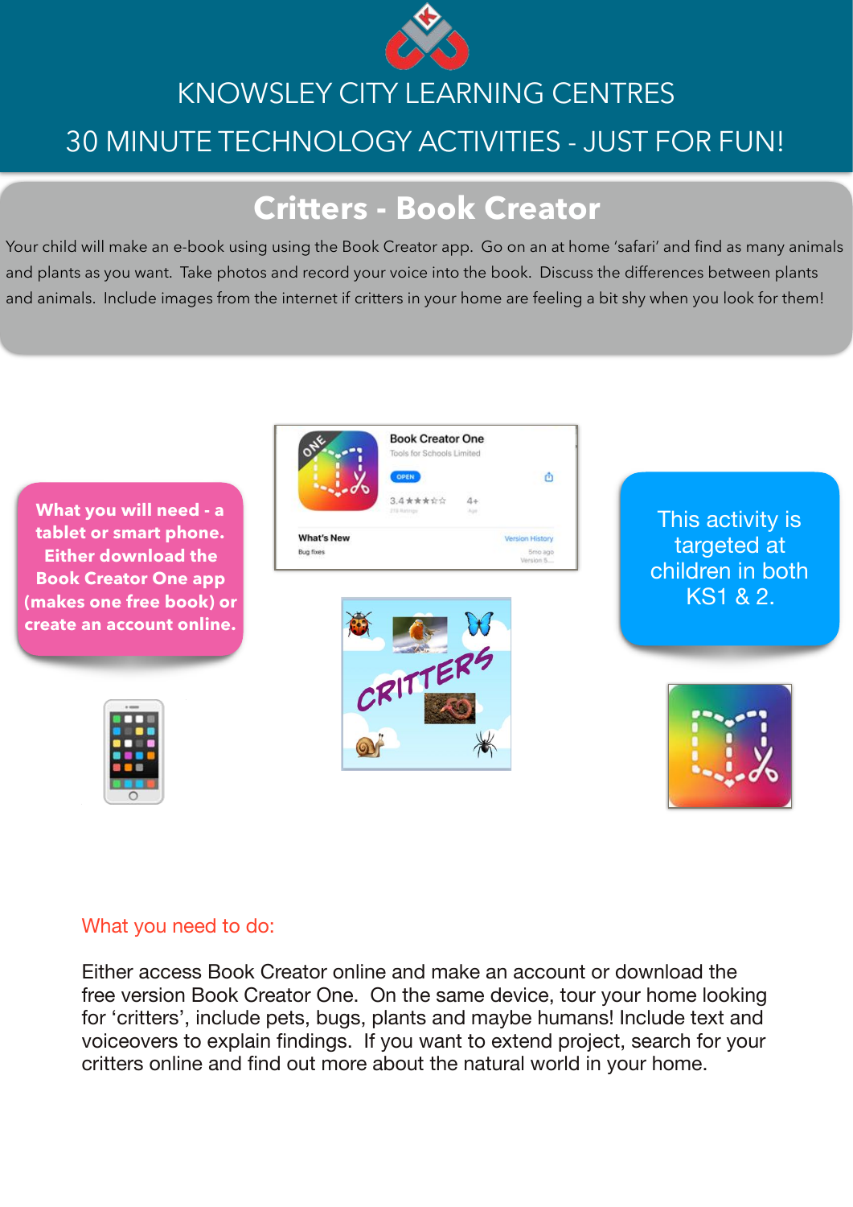# KNOWSLEY CITY LEARNING CENTRES

## 30 MINUTE TECHNOLOGY ACTIVITIES - JUST FOR FUN!

## Critters - Book Creator

Your child will make an e-book using using the Book Creator app. Go on an at home 'safari' and find as many animals and plants as you want. Take photos and record your voice into the book. Discuss the differences between plants and animals. Include images from the internet if critters in your home are feeling a bit shy when you look for them!

**What you will need - a tablet or smart phone. Either download the Book Creator One app (makes one free book) or create an account online.**

This activity is targeted at children in both KS1 & 2.

What you need to do:

Either access Book Creator online and make an account or download the free version Book Creator One. On the same device, tour your home looking for 'critters', include pets, bugs, plants and maybe humans! Include text and voiceovers to explain findings. If you want to extend project, search for your critters online and find out more about the natural world in your home.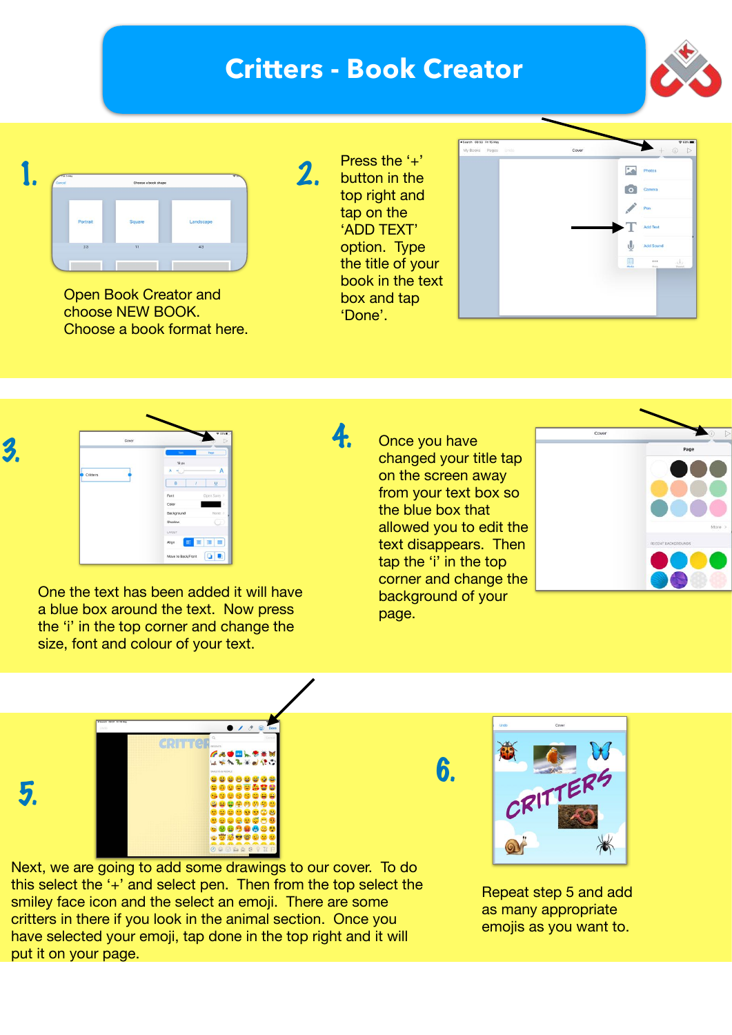# Critters - Book Creator

**1.**

Open Book Creator and choose NEW BOOK.
Choose a book format here.

**2.**

Press the '+' button in the top right and tap on the 'ADD TEXT' option. Type the title of your book in the text box and tap 'Done'.

**3.**

One the text has been added it will have a blue box around the text. Now press the 'i' in the top corner and change the size, font and colour of your text.

**4.**

Once you have changed your title tap on the screen away from your text box so the blue box that allowed you to edit the text disappears. Then tap the 'i' in the top corner and change the background of your page.

**5.**

Next, we are going to add some drawings to our cover. To do this select the '+' and select pen. Then from the top select the smiley face icon and the select an emoji. There are some critters in there if you look in the animal section. Once you have selected your emoji, tap done in the top right and it will put it on your page.

**6.**

Repeat step 5 and add as many appropriate emojis as you want to.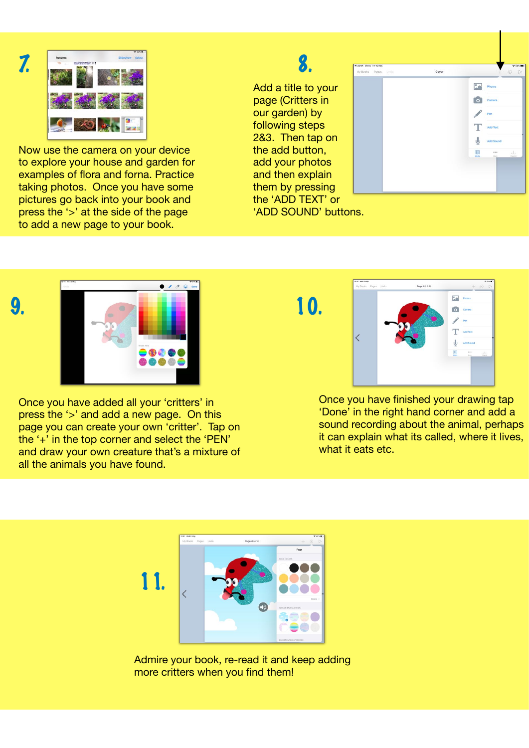7.

Now use the camera on your device to explore your house and garden for examples of flora and forna. Practice taking photos. Once you have some pictures go back into your book and press the '>' at the side of the page to add a new page to your book.

8.

Add a title to your page (Critters in our garden) by following steps 2&3. Then tap on the add button, add your photos and then explain them by pressing the 'ADD TEXT' or 'ADD SOUND' buttons.

9.

Once you have added all your 'critters' in press the '>' and add a new page. On this page you can create your own 'critter'. Tap on the '+' in the top corner and select the 'PEN' and draw your own creature that's a mixture of all the animals you have found.

10.

Once you have finished your drawing tap 'Done' in the right hand corner and add a sound recording about the animal, perhaps it can explain what its called, where it lives, what it eats etc.

11.

Admire your book, re-read it and keep adding more critters when you find them!